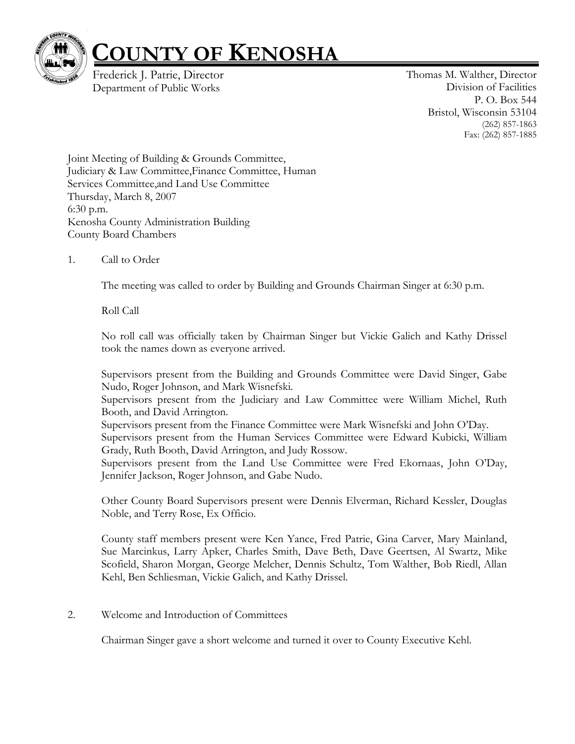# COUNTY OF KENOSHA

Frederick J. Patrie, Director
Department of Public Works

Thomas M. Walther, Director
Division of Facilities
P. O. Box 544
Bristol, Wisconsin 53104
(262) 857-1863
Fax: (262) 857-1885

Joint Meeting of Building & Grounds Committee,
Judiciary & Law Committee,Finance Committee, Human
Services Committee,and Land Use Committee
Thursday, March 8, 2007
6:30 p.m.
Kenosha County Administration Building
County Board Chambers

1. Call to Order

The meeting was called to order by Building and Grounds Chairman Singer at 6:30 p.m.

Roll Call

No roll call was officially taken by Chairman Singer but Vickie Galich and Kathy Drissel took the names down as everyone arrived.

Supervisors present from the Building and Grounds Committee were David Singer, Gabe Nudo, Roger Johnson, and Mark Wisnefski.
Supervisors present from the Judiciary and Law Committee were William Michel, Ruth Booth, and David Arrington.
Supervisors present from the Finance Committee were Mark Wisnefski and John O'Day.
Supervisors present from the Human Services Committee were Edward Kubicki, William Grady, Ruth Booth, David Arrington, and Judy Rossow.
Supervisors present from the Land Use Committee were Fred Ekornaas, John O'Day, Jennifer Jackson, Roger Johnson, and Gabe Nudo.

Other County Board Supervisors present were Dennis Elverman, Richard Kessler, Douglas Noble, and Terry Rose, Ex Officio.

County staff members present were Ken Yance, Fred Patrie, Gina Carver, Mary Mainland, Sue Marcinkus, Larry Apker, Charles Smith, Dave Beth, Dave Geertsen, Al Swartz, Mike Scofield, Sharon Morgan, George Melcher, Dennis Schultz, Tom Walther, Bob Riedl, Allan Kehl, Ben Schliesman, Vickie Galich, and Kathy Drissel.

2. Welcome and Introduction of Committees

Chairman Singer gave a short welcome and turned it over to County Executive Kehl.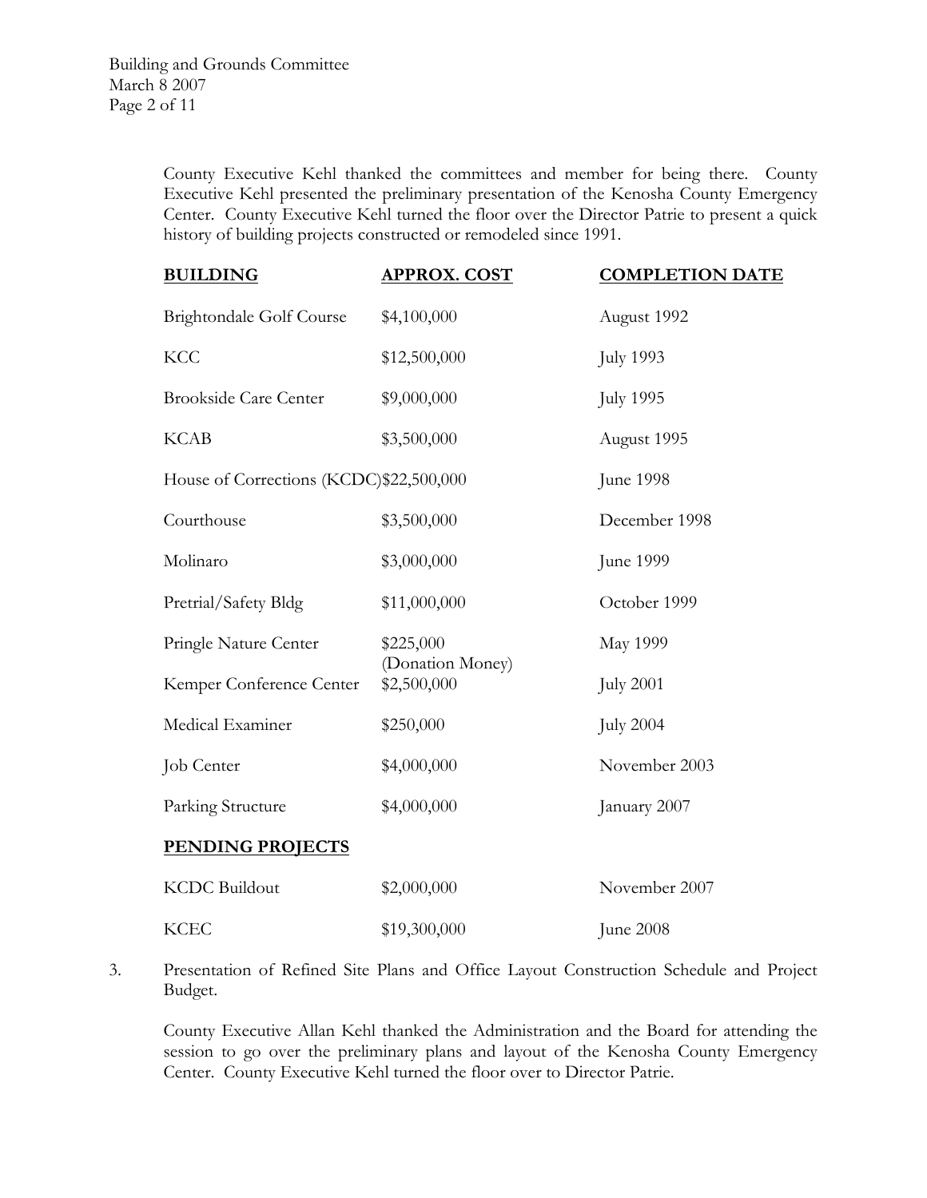County Executive Kehl thanked the committees and member for being there. County Executive Kehl presented the preliminary presentation of the Kenosha County Emergency Center. County Executive Kehl turned the floor over the Director Patrie to present a quick history of building projects constructed or remodeled since 1991.

| BUILDING | APPROX. COST | COMPLETION DATE |
|---|---|---|
| Brightondale Golf Course | $4,100,000 | August 1992 |
| KCC | $12,500,000 | July 1993 |
| Brookside Care Center | $9,000,000 | July 1995 |
| KCAB | $3,500,000 | August 1995 |
| House of Corrections (KCDC) | $22,500,000 | June 1998 |
| Courthouse | $3,500,000 | December 1998 |
| Molinaro | $3,000,000 | June 1999 |
| Pretrial/Safety Bldg | $11,000,000 | October 1999 |
| Pringle Nature Center | $225,000 (Donation Money) | May 1999 |
| Kemper Conference Center | $2,500,000 | July 2001 |
| Medical Examiner | $250,000 | July 2004 |
| Job Center | $4,000,000 | November 2003 |
| Parking Structure | $4,000,000 | January 2007 |
| **PENDING PROJECTS** | | |
| KCDC Buildout | $2,000,000 | November 2007 |
| KCEC | $19,300,000 | June 2008 |

3. Presentation of Refined Site Plans and Office Layout Construction Schedule and Project Budget.

   County Executive Allan Kehl thanked the Administration and the Board for attending the session to go over the preliminary plans and layout of the Kenosha County Emergency Center. County Executive Kehl turned the floor over to Director Patrie.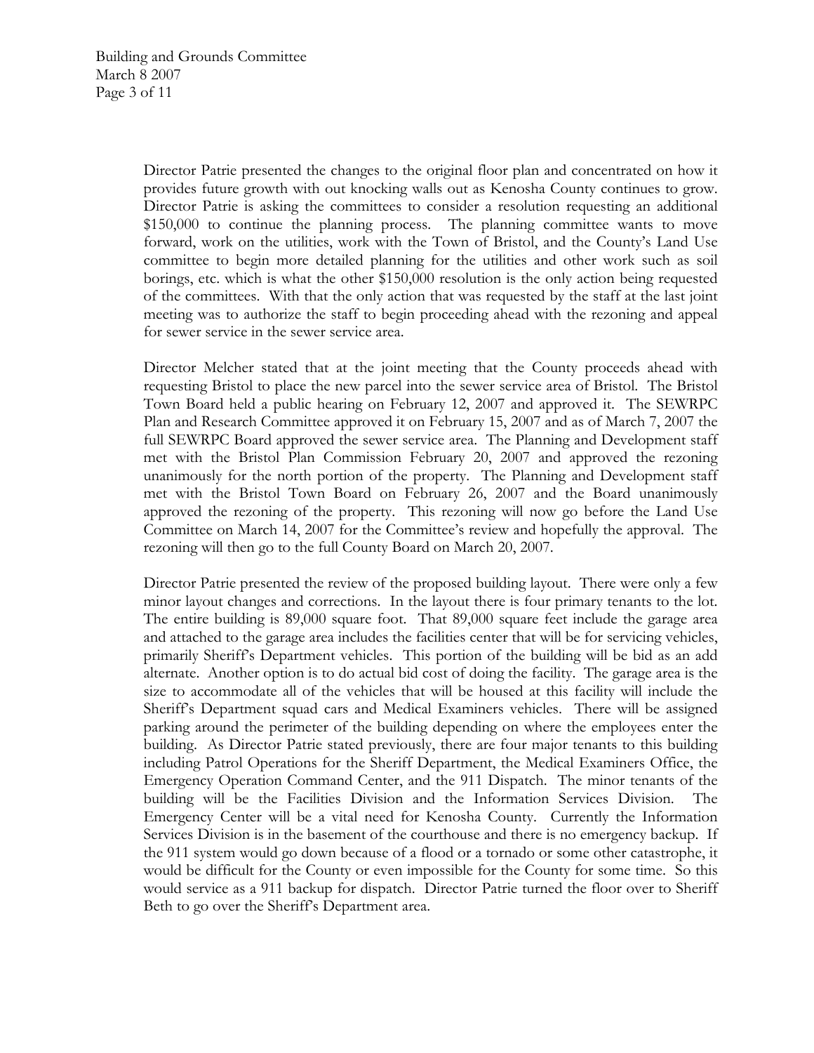Director Patrie presented the changes to the original floor plan and concentrated on how it provides future growth with out knocking walls out as Kenosha County continues to grow. Director Patrie is asking the committees to consider a resolution requesting an additional $150,000 to continue the planning process. The planning committee wants to move forward, work on the utilities, work with the Town of Bristol, and the County's Land Use committee to begin more detailed planning for the utilities and other work such as soil borings, etc. which is what the other $150,000 resolution is the only action being requested of the committees. With that the only action that was requested by the staff at the last joint meeting was to authorize the staff to begin proceeding ahead with the rezoning and appeal for sewer service in the sewer service area.

Director Melcher stated that at the joint meeting that the County proceeds ahead with requesting Bristol to place the new parcel into the sewer service area of Bristol. The Bristol Town Board held a public hearing on February 12, 2007 and approved it. The SEWRPC Plan and Research Committee approved it on February 15, 2007 and as of March 7, 2007 the full SEWRPC Board approved the sewer service area. The Planning and Development staff met with the Bristol Plan Commission February 20, 2007 and approved the rezoning unanimously for the north portion of the property. The Planning and Development staff met with the Bristol Town Board on February 26, 2007 and the Board unanimously approved the rezoning of the property. This rezoning will now go before the Land Use Committee on March 14, 2007 for the Committee's review and hopefully the approval. The rezoning will then go to the full County Board on March 20, 2007.

Director Patrie presented the review of the proposed building layout. There were only a few minor layout changes and corrections. In the layout there is four primary tenants to the lot. The entire building is 89,000 square foot. That 89,000 square feet include the garage area and attached to the garage area includes the facilities center that will be for servicing vehicles, primarily Sheriff's Department vehicles. This portion of the building will be bid as an add alternate. Another option is to do actual bid cost of doing the facility. The garage area is the size to accommodate all of the vehicles that will be housed at this facility will include the Sheriff's Department squad cars and Medical Examiners vehicles. There will be assigned parking around the perimeter of the building depending on where the employees enter the building. As Director Patrie stated previously, there are four major tenants to this building including Patrol Operations for the Sheriff Department, the Medical Examiners Office, the Emergency Operation Command Center, and the 911 Dispatch. The minor tenants of the building will be the Facilities Division and the Information Services Division. The Emergency Center will be a vital need for Kenosha County. Currently the Information Services Division is in the basement of the courthouse and there is no emergency backup. If the 911 system would go down because of a flood or a tornado or some other catastrophe, it would be difficult for the County or even impossible for the County for some time. So this would service as a 911 backup for dispatch. Director Patrie turned the floor over to Sheriff Beth to go over the Sheriff's Department area.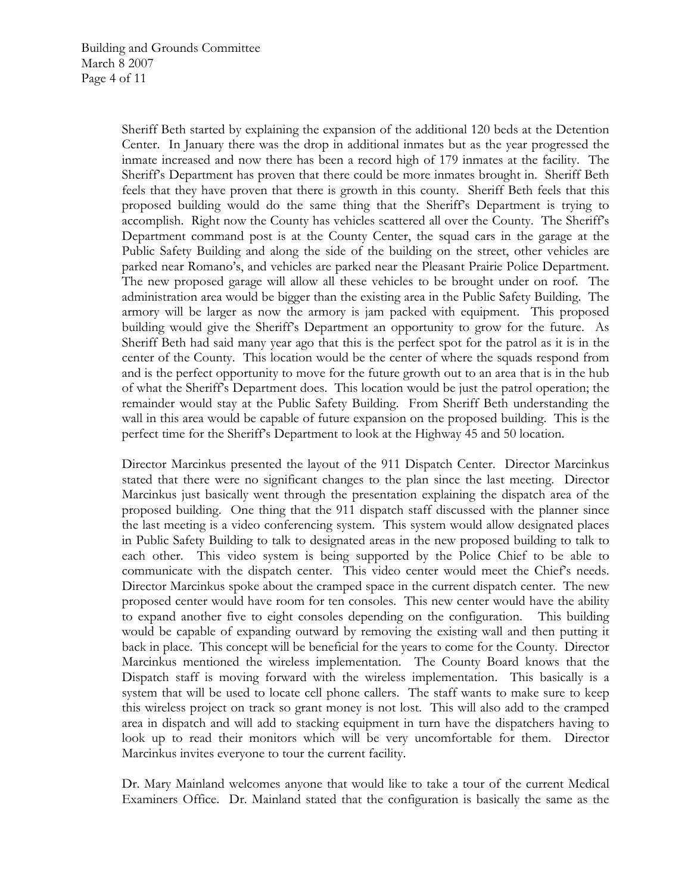Sheriff Beth started by explaining the expansion of the additional 120 beds at the Detention Center. In January there was the drop in additional inmates but as the year progressed the inmate increased and now there has been a record high of 179 inmates at the facility. The Sheriff's Department has proven that there could be more inmates brought in. Sheriff Beth feels that they have proven that there is growth in this county. Sheriff Beth feels that this proposed building would do the same thing that the Sheriff's Department is trying to accomplish. Right now the County has vehicles scattered all over the County. The Sheriff's Department command post is at the County Center, the squad cars in the garage at the Public Safety Building and along the side of the building on the street, other vehicles are parked near Romano's, and vehicles are parked near the Pleasant Prairie Police Department. The new proposed garage will allow all these vehicles to be brought under on roof. The administration area would be bigger than the existing area in the Public Safety Building. The armory will be larger as now the armory is jam packed with equipment. This proposed building would give the Sheriff's Department an opportunity to grow for the future. As Sheriff Beth had said many year ago that this is the perfect spot for the patrol as it is in the center of the County. This location would be the center of where the squads respond from and is the perfect opportunity to move for the future growth out to an area that is in the hub of what the Sheriff's Department does. This location would be just the patrol operation; the remainder would stay at the Public Safety Building. From Sheriff Beth understanding the wall in this area would be capable of future expansion on the proposed building. This is the perfect time for the Sheriff's Department to look at the Highway 45 and 50 location.

Director Marcinkus presented the layout of the 911 Dispatch Center. Director Marcinkus stated that there were no significant changes to the plan since the last meeting. Director Marcinkus just basically went through the presentation explaining the dispatch area of the proposed building. One thing that the 911 dispatch staff discussed with the planner since the last meeting is a video conferencing system. This system would allow designated places in Public Safety Building to talk to designated areas in the new proposed building to talk to each other. This video system is being supported by the Police Chief to be able to communicate with the dispatch center. This video center would meet the Chief's needs. Director Marcinkus spoke about the cramped space in the current dispatch center. The new proposed center would have room for ten consoles. This new center would have the ability to expand another five to eight consoles depending on the configuration. This building would be capable of expanding outward by removing the existing wall and then putting it back in place. This concept will be beneficial for the years to come for the County. Director Marcinkus mentioned the wireless implementation. The County Board knows that the Dispatch staff is moving forward with the wireless implementation. This basically is a system that will be used to locate cell phone callers. The staff wants to make sure to keep this wireless project on track so grant money is not lost. This will also add to the cramped area in dispatch and will add to stacking equipment in turn have the dispatchers having to look up to read their monitors which will be very uncomfortable for them. Director Marcinkus invites everyone to tour the current facility.

Dr. Mary Mainland welcomes anyone that would like to take a tour of the current Medical Examiners Office. Dr. Mainland stated that the configuration is basically the same as the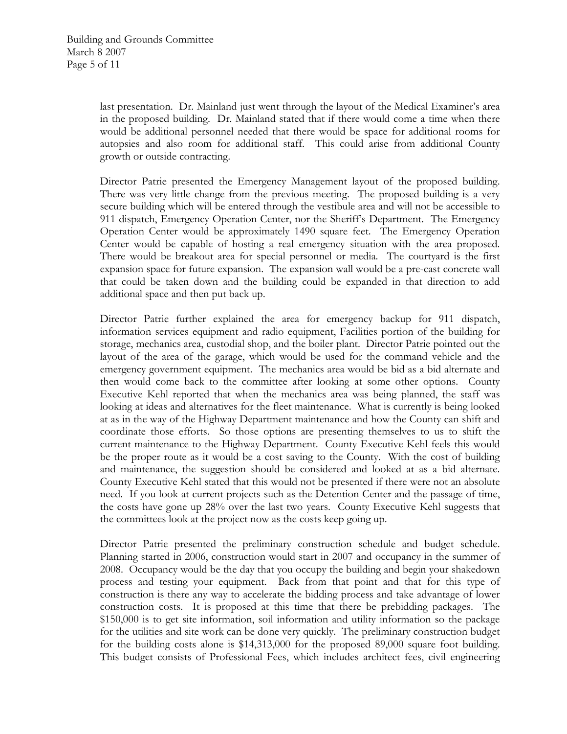last presentation. Dr. Mainland just went through the layout of the Medical Examiner's area in the proposed building. Dr. Mainland stated that if there would come a time when there would be additional personnel needed that there would be space for additional rooms for autopsies and also room for additional staff. This could arise from additional County growth or outside contracting.

Director Patrie presented the Emergency Management layout of the proposed building. There was very little change from the previous meeting. The proposed building is a very secure building which will be entered through the vestibule area and will not be accessible to 911 dispatch, Emergency Operation Center, nor the Sheriff's Department. The Emergency Operation Center would be approximately 1490 square feet. The Emergency Operation Center would be capable of hosting a real emergency situation with the area proposed. There would be breakout area for special personnel or media. The courtyard is the first expansion space for future expansion. The expansion wall would be a pre-cast concrete wall that could be taken down and the building could be expanded in that direction to add additional space and then put back up.

Director Patrie further explained the area for emergency backup for 911 dispatch, information services equipment and radio equipment, Facilities portion of the building for storage, mechanics area, custodial shop, and the boiler plant. Director Patrie pointed out the layout of the area of the garage, which would be used for the command vehicle and the emergency government equipment. The mechanics area would be bid as a bid alternate and then would come back to the committee after looking at some other options. County Executive Kehl reported that when the mechanics area was being planned, the staff was looking at ideas and alternatives for the fleet maintenance. What is currently is being looked at as in the way of the Highway Department maintenance and how the County can shift and coordinate those efforts. So those options are presenting themselves to us to shift the current maintenance to the Highway Department. County Executive Kehl feels this would be the proper route as it would be a cost saving to the County. With the cost of building and maintenance, the suggestion should be considered and looked at as a bid alternate. County Executive Kehl stated that this would not be presented if there were not an absolute need. If you look at current projects such as the Detention Center and the passage of time, the costs have gone up 28% over the last two years. County Executive Kehl suggests that the committees look at the project now as the costs keep going up.

Director Patrie presented the preliminary construction schedule and budget schedule. Planning started in 2006, construction would start in 2007 and occupancy in the summer of 2008. Occupancy would be the day that you occupy the building and begin your shakedown process and testing your equipment. Back from that point and that for this type of construction is there any way to accelerate the bidding process and take advantage of lower construction costs. It is proposed at this time that there be prebidding packages. The $150,000 is to get site information, soil information and utility information so the package for the utilities and site work can be done very quickly. The preliminary construction budget for the building costs alone is $14,313,000 for the proposed 89,000 square foot building. This budget consists of Professional Fees, which includes architect fees, civil engineering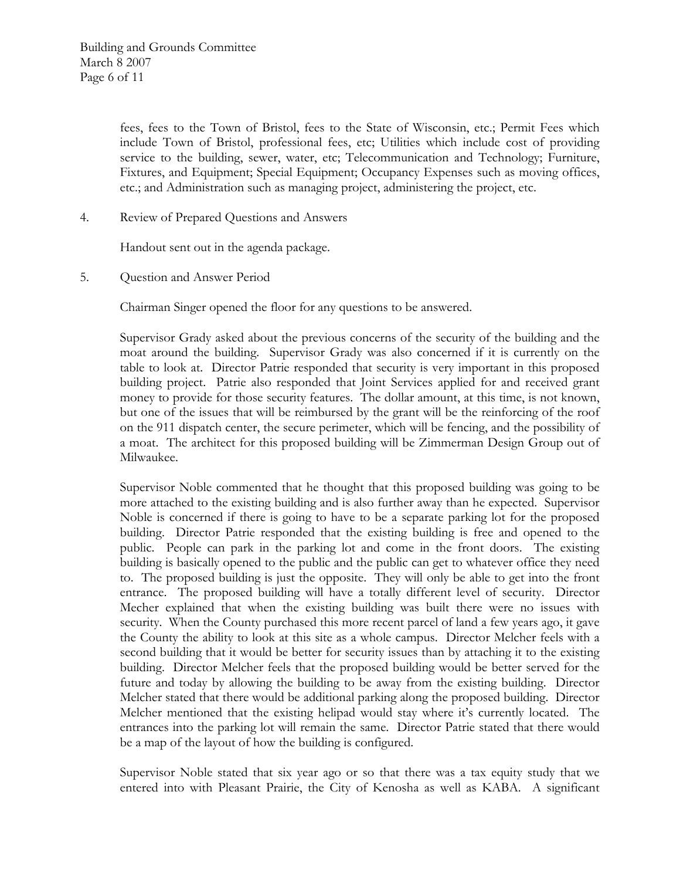fees, fees to the Town of Bristol, fees to the State of Wisconsin, etc.; Permit Fees which include Town of Bristol, professional fees, etc; Utilities which include cost of providing service to the building, sewer, water, etc; Telecommunication and Technology; Furniture, Fixtures, and Equipment; Special Equipment; Occupancy Expenses such as moving offices, etc.; and Administration such as managing project, administering the project, etc.

4. Review of Prepared Questions and Answers

   Handout sent out in the agenda package.

5. Question and Answer Period

   Chairman Singer opened the floor for any questions to be answered.

   Supervisor Grady asked about the previous concerns of the security of the building and the moat around the building. Supervisor Grady was also concerned if it is currently on the table to look at. Director Patrie responded that security is very important in this proposed building project. Patrie also responded that Joint Services applied for and received grant money to provide for those security features. The dollar amount, at this time, is not known, but one of the issues that will be reimbursed by the grant will be the reinforcing of the roof on the 911 dispatch center, the secure perimeter, which will be fencing, and the possibility of a moat. The architect for this proposed building will be Zimmerman Design Group out of Milwaukee.

   Supervisor Noble commented that he thought that this proposed building was going to be more attached to the existing building and is also further away than he expected. Supervisor Noble is concerned if there is going to have to be a separate parking lot for the proposed building. Director Patrie responded that the existing building is free and opened to the public. People can park in the parking lot and come in the front doors. The existing building is basically opened to the public and the public can get to whatever office they need to. The proposed building is just the opposite. They will only be able to get into the front entrance. The proposed building will have a totally different level of security. Director Mecher explained that when the existing building was built there were no issues with security. When the County purchased this more recent parcel of land a few years ago, it gave the County the ability to look at this site as a whole campus. Director Melcher feels with a second building that it would be better for security issues than by attaching it to the existing building. Director Melcher feels that the proposed building would be better served for the future and today by allowing the building to be away from the existing building. Director Melcher stated that there would be additional parking along the proposed building. Director Melcher mentioned that the existing helipad would stay where it's currently located. The entrances into the parking lot will remain the same. Director Patrie stated that there would be a map of the layout of how the building is configured.

   Supervisor Noble stated that six year ago or so that there was a tax equity study that we entered into with Pleasant Prairie, the City of Kenosha as well as KABA. A significant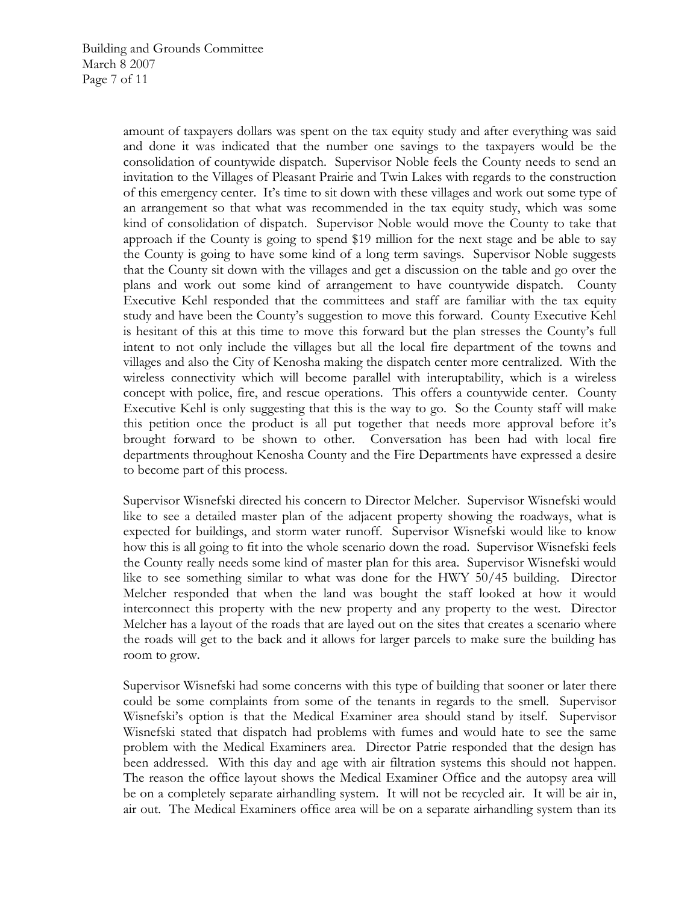amount of taxpayers dollars was spent on the tax equity study and after everything was said and done it was indicated that the number one savings to the taxpayers would be the consolidation of countywide dispatch. Supervisor Noble feels the County needs to send an invitation to the Villages of Pleasant Prairie and Twin Lakes with regards to the construction of this emergency center. It's time to sit down with these villages and work out some type of an arrangement so that what was recommended in the tax equity study, which was some kind of consolidation of dispatch. Supervisor Noble would move the County to take that approach if the County is going to spend $19 million for the next stage and be able to say the County is going to have some kind of a long term savings. Supervisor Noble suggests that the County sit down with the villages and get a discussion on the table and go over the plans and work out some kind of arrangement to have countywide dispatch. County Executive Kehl responded that the committees and staff are familiar with the tax equity study and have been the County's suggestion to move this forward. County Executive Kehl is hesitant of this at this time to move this forward but the plan stresses the County's full intent to not only include the villages but all the local fire department of the towns and villages and also the City of Kenosha making the dispatch center more centralized. With the wireless connectivity which will become parallel with interuptability, which is a wireless concept with police, fire, and rescue operations. This offers a countywide center. County Executive Kehl is only suggesting that this is the way to go. So the County staff will make this petition once the product is all put together that needs more approval before it's brought forward to be shown to other. Conversation has been had with local fire departments throughout Kenosha County and the Fire Departments have expressed a desire to become part of this process.

Supervisor Wisnefski directed his concern to Director Melcher. Supervisor Wisnefski would like to see a detailed master plan of the adjacent property showing the roadways, what is expected for buildings, and storm water runoff. Supervisor Wisnefski would like to know how this is all going to fit into the whole scenario down the road. Supervisor Wisnefski feels the County really needs some kind of master plan for this area. Supervisor Wisnefski would like to see something similar to what was done for the HWY 50/45 building. Director Melcher responded that when the land was bought the staff looked at how it would interconnect this property with the new property and any property to the west. Director Melcher has a layout of the roads that are layed out on the sites that creates a scenario where the roads will get to the back and it allows for larger parcels to make sure the building has room to grow.

Supervisor Wisnefski had some concerns with this type of building that sooner or later there could be some complaints from some of the tenants in regards to the smell. Supervisor Wisnefski's option is that the Medical Examiner area should stand by itself. Supervisor Wisnefski stated that dispatch had problems with fumes and would hate to see the same problem with the Medical Examiners area. Director Patrie responded that the design has been addressed. With this day and age with air filtration systems this should not happen. The reason the office layout shows the Medical Examiner Office and the autopsy area will be on a completely separate airhandling system. It will not be recycled air. It will be air in, air out. The Medical Examiners office area will be on a separate airhandling system than its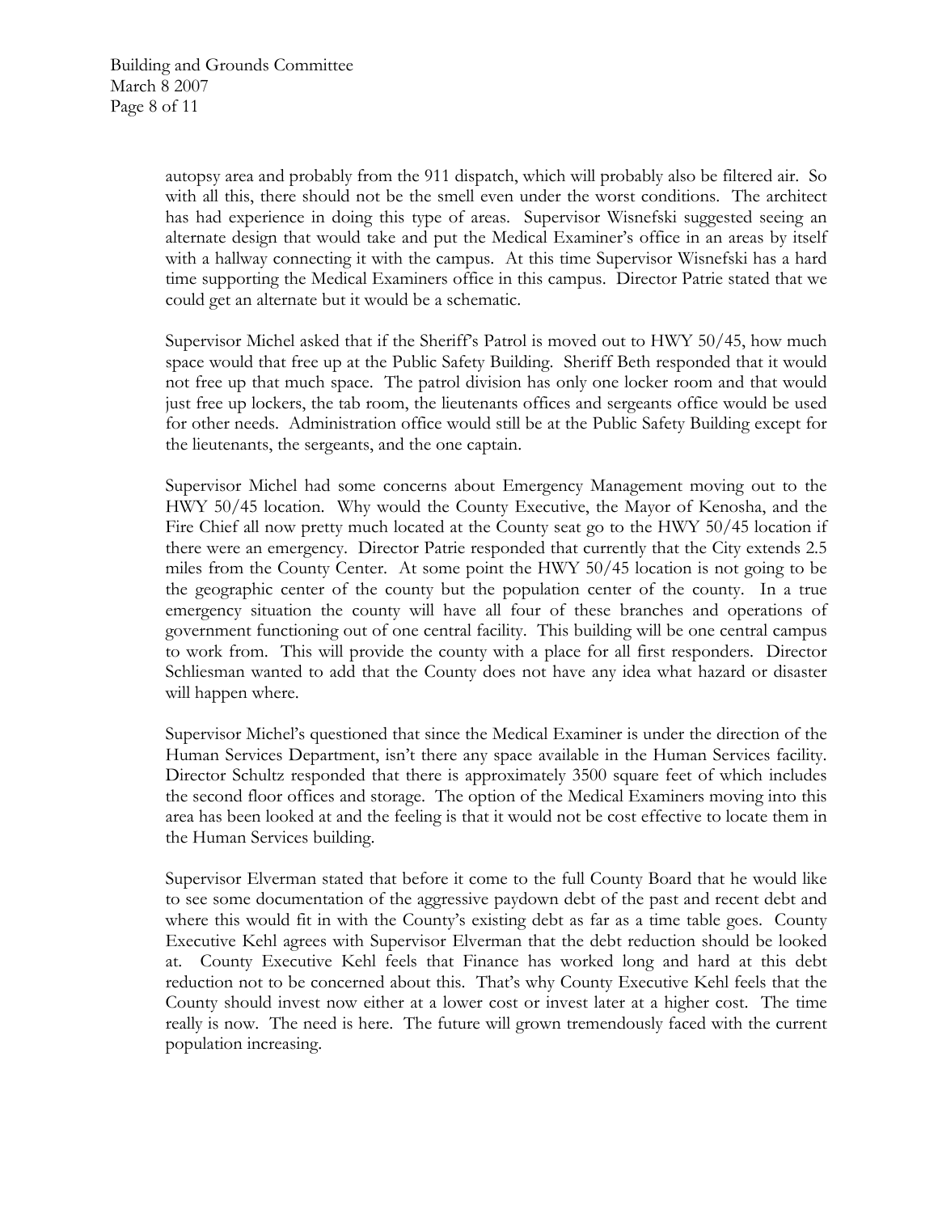autopsy area and probably from the 911 dispatch, which will probably also be filtered air. So with all this, there should not be the smell even under the worst conditions. The architect has had experience in doing this type of areas. Supervisor Wisnefski suggested seeing an alternate design that would take and put the Medical Examiner's office in an areas by itself with a hallway connecting it with the campus. At this time Supervisor Wisnefski has a hard time supporting the Medical Examiners office in this campus. Director Patrie stated that we could get an alternate but it would be a schematic.

Supervisor Michel asked that if the Sheriff's Patrol is moved out to HWY 50/45, how much space would that free up at the Public Safety Building. Sheriff Beth responded that it would not free up that much space. The patrol division has only one locker room and that would just free up lockers, the tab room, the lieutenants offices and sergeants office would be used for other needs. Administration office would still be at the Public Safety Building except for the lieutenants, the sergeants, and the one captain.

Supervisor Michel had some concerns about Emergency Management moving out to the HWY 50/45 location. Why would the County Executive, the Mayor of Kenosha, and the Fire Chief all now pretty much located at the County seat go to the HWY 50/45 location if there were an emergency. Director Patrie responded that currently that the City extends 2.5 miles from the County Center. At some point the HWY 50/45 location is not going to be the geographic center of the county but the population center of the county. In a true emergency situation the county will have all four of these branches and operations of government functioning out of one central facility. This building will be one central campus to work from. This will provide the county with a place for all first responders. Director Schliesman wanted to add that the County does not have any idea what hazard or disaster will happen where.

Supervisor Michel's questioned that since the Medical Examiner is under the direction of the Human Services Department, isn't there any space available in the Human Services facility. Director Schultz responded that there is approximately 3500 square feet of which includes the second floor offices and storage. The option of the Medical Examiners moving into this area has been looked at and the feeling is that it would not be cost effective to locate them in the Human Services building.

Supervisor Elverman stated that before it come to the full County Board that he would like to see some documentation of the aggressive paydown debt of the past and recent debt and where this would fit in with the County's existing debt as far as a time table goes. County Executive Kehl agrees with Supervisor Elverman that the debt reduction should be looked at. County Executive Kehl feels that Finance has worked long and hard at this debt reduction not to be concerned about this. That's why County Executive Kehl feels that the County should invest now either at a lower cost or invest later at a higher cost. The time really is now. The need is here. The future will grown tremendously faced with the current population increasing.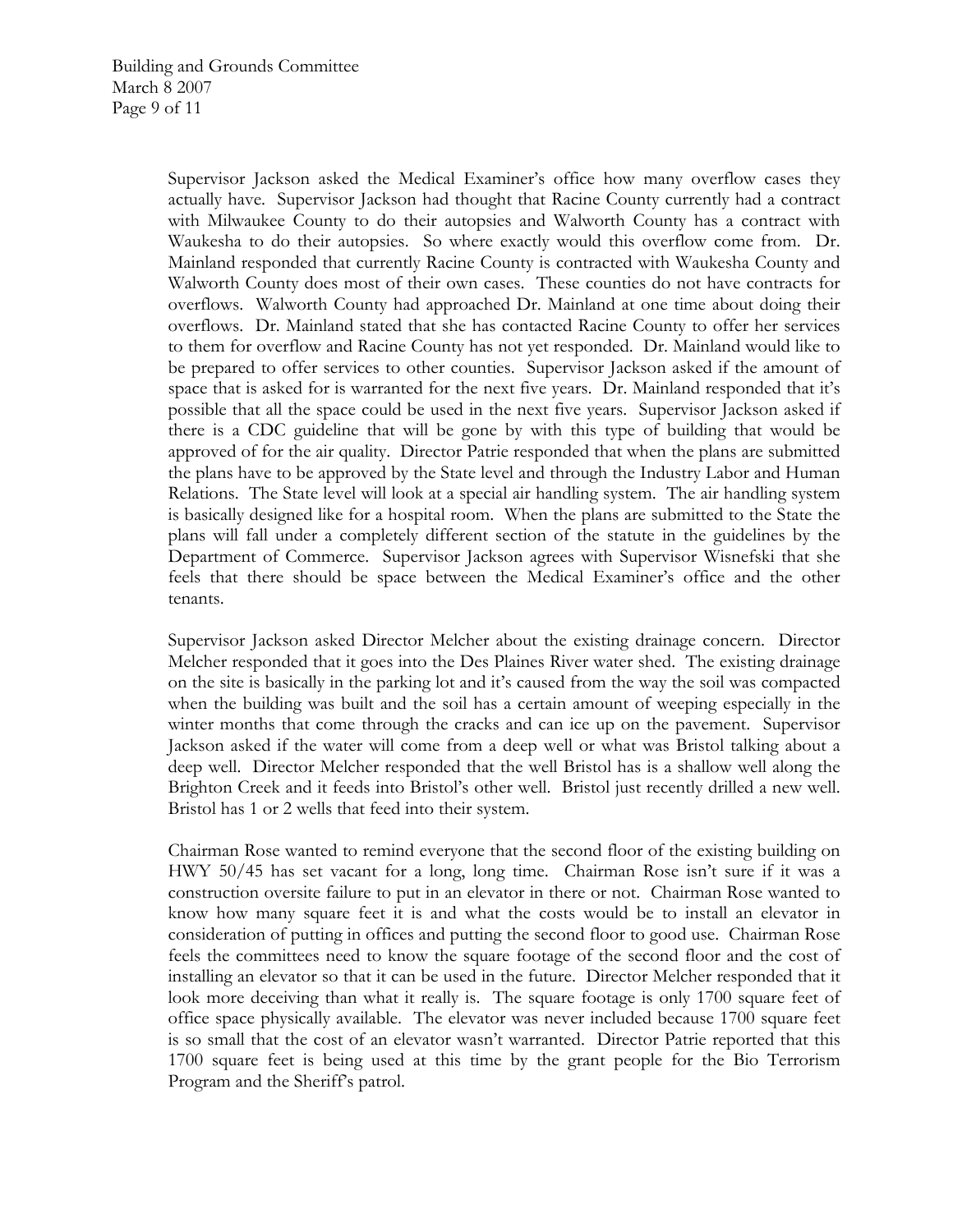Supervisor Jackson asked the Medical Examiner's office how many overflow cases they actually have. Supervisor Jackson had thought that Racine County currently had a contract with Milwaukee County to do their autopsies and Walworth County has a contract with Waukesha to do their autopsies. So where exactly would this overflow come from. Dr. Mainland responded that currently Racine County is contracted with Waukesha County and Walworth County does most of their own cases. These counties do not have contracts for overflows. Walworth County had approached Dr. Mainland at one time about doing their overflows. Dr. Mainland stated that she has contacted Racine County to offer her services to them for overflow and Racine County has not yet responded. Dr. Mainland would like to be prepared to offer services to other counties. Supervisor Jackson asked if the amount of space that is asked for is warranted for the next five years. Dr. Mainland responded that it's possible that all the space could be used in the next five years. Supervisor Jackson asked if there is a CDC guideline that will be gone by with this type of building that would be approved of for the air quality. Director Patrie responded that when the plans are submitted the plans have to be approved by the State level and through the Industry Labor and Human Relations. The State level will look at a special air handling system. The air handling system is basically designed like for a hospital room. When the plans are submitted to the State the plans will fall under a completely different section of the statute in the guidelines by the Department of Commerce. Supervisor Jackson agrees with Supervisor Wisnefski that she feels that there should be space between the Medical Examiner's office and the other tenants.

Supervisor Jackson asked Director Melcher about the existing drainage concern. Director Melcher responded that it goes into the Des Plaines River water shed. The existing drainage on the site is basically in the parking lot and it's caused from the way the soil was compacted when the building was built and the soil has a certain amount of weeping especially in the winter months that come through the cracks and can ice up on the pavement. Supervisor Jackson asked if the water will come from a deep well or what was Bristol talking about a deep well. Director Melcher responded that the well Bristol has is a shallow well along the Brighton Creek and it feeds into Bristol's other well. Bristol just recently drilled a new well. Bristol has 1 or 2 wells that feed into their system.

Chairman Rose wanted to remind everyone that the second floor of the existing building on HWY 50/45 has set vacant for a long, long time. Chairman Rose isn't sure if it was a construction oversite failure to put in an elevator in there or not. Chairman Rose wanted to know how many square feet it is and what the costs would be to install an elevator in consideration of putting in offices and putting the second floor to good use. Chairman Rose feels the committees need to know the square footage of the second floor and the cost of installing an elevator so that it can be used in the future. Director Melcher responded that it look more deceiving than what it really is. The square footage is only 1700 square feet of office space physically available. The elevator was never included because 1700 square feet is so small that the cost of an elevator wasn't warranted. Director Patrie reported that this 1700 square feet is being used at this time by the grant people for the Bio Terrorism Program and the Sheriff's patrol.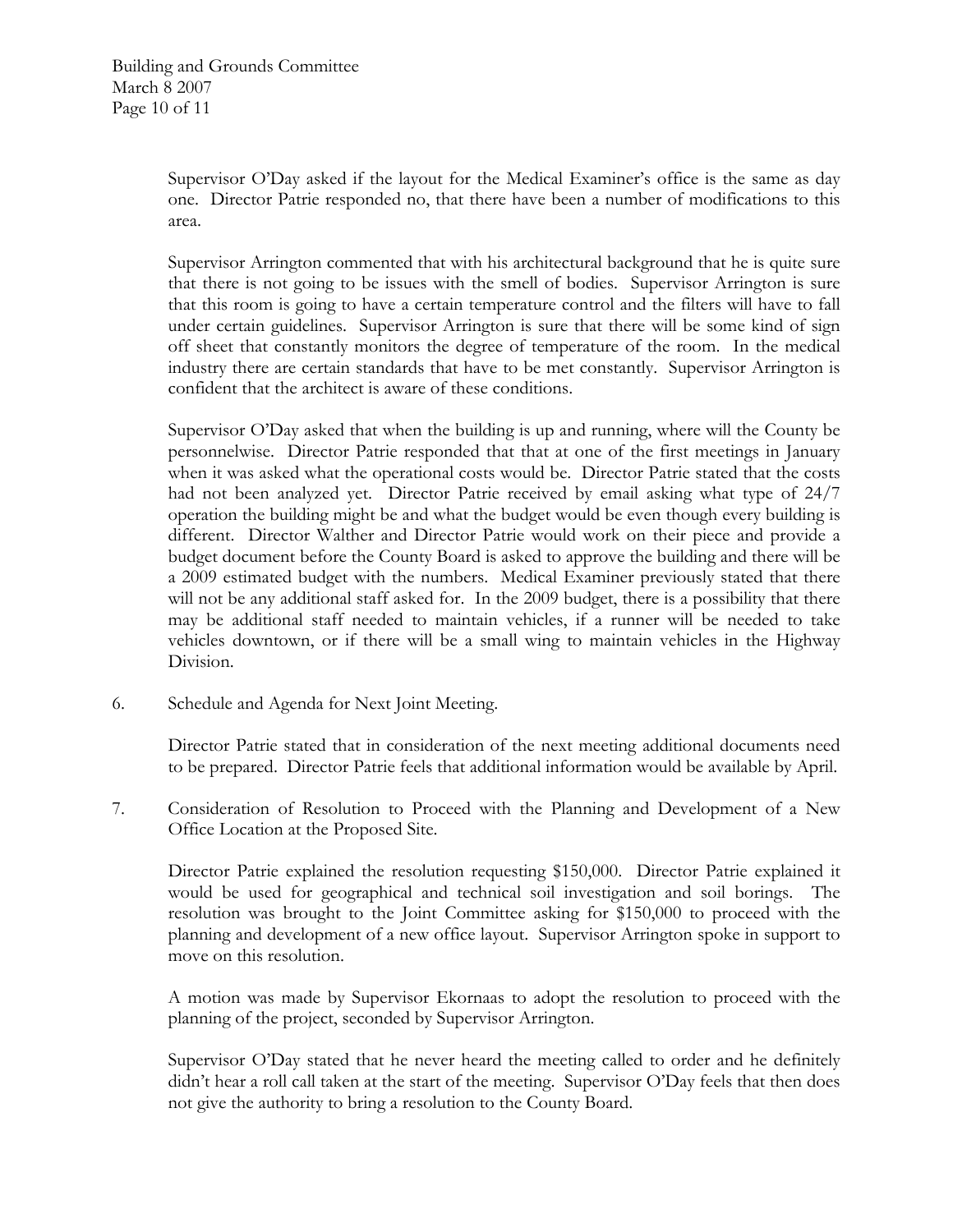Supervisor O'Day asked if the layout for the Medical Examiner's office is the same as day one. Director Patrie responded no, that there have been a number of modifications to this area.

Supervisor Arrington commented that with his architectural background that he is quite sure that there is not going to be issues with the smell of bodies. Supervisor Arrington is sure that this room is going to have a certain temperature control and the filters will have to fall under certain guidelines. Supervisor Arrington is sure that there will be some kind of sign off sheet that constantly monitors the degree of temperature of the room. In the medical industry there are certain standards that have to be met constantly. Supervisor Arrington is confident that the architect is aware of these conditions.

Supervisor O'Day asked that when the building is up and running, where will the County be personnelwise. Director Patrie responded that that at one of the first meetings in January when it was asked what the operational costs would be. Director Patrie stated that the costs had not been analyzed yet. Director Patrie received by email asking what type of 24/7 operation the building might be and what the budget would be even though every building is different. Director Walther and Director Patrie would work on their piece and provide a budget document before the County Board is asked to approve the building and there will be a 2009 estimated budget with the numbers. Medical Examiner previously stated that there will not be any additional staff asked for. In the 2009 budget, there is a possibility that there may be additional staff needed to maintain vehicles, if a runner will be needed to take vehicles downtown, or if there will be a small wing to maintain vehicles in the Highway Division.

6. Schedule and Agenda for Next Joint Meeting.

   Director Patrie stated that in consideration of the next meeting additional documents need to be prepared. Director Patrie feels that additional information would be available by April.

7. Consideration of Resolution to Proceed with the Planning and Development of a New Office Location at the Proposed Site.

   Director Patrie explained the resolution requesting $150,000. Director Patrie explained it would be used for geographical and technical soil investigation and soil borings. The resolution was brought to the Joint Committee asking for $150,000 to proceed with the planning and development of a new office layout. Supervisor Arrington spoke in support to move on this resolution.

   A motion was made by Supervisor Ekornaas to adopt the resolution to proceed with the planning of the project, seconded by Supervisor Arrington.

   Supervisor O'Day stated that he never heard the meeting called to order and he definitely didn't hear a roll call taken at the start of the meeting. Supervisor O'Day feels that then does not give the authority to bring a resolution to the County Board.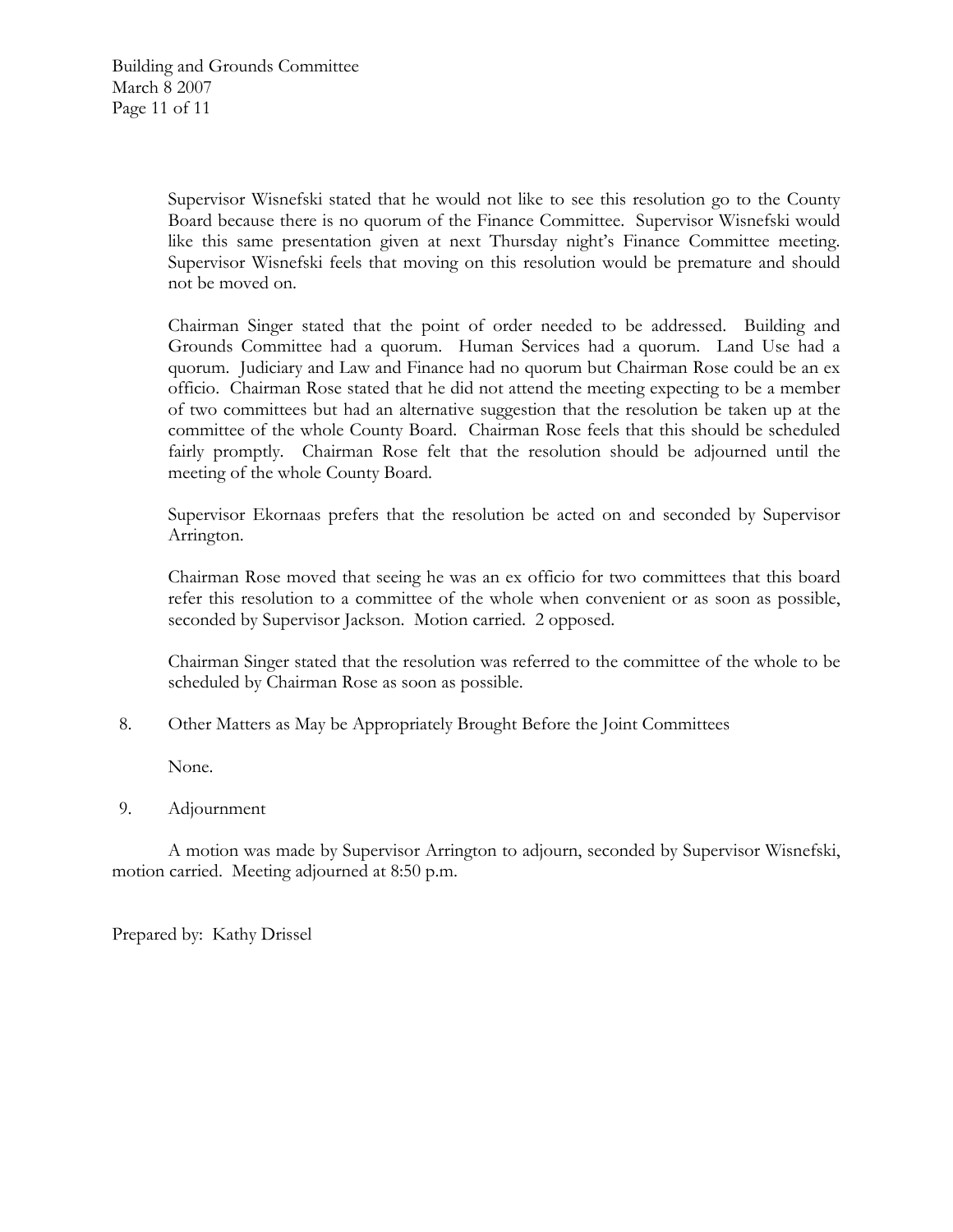Supervisor Wisnefski stated that he would not like to see this resolution go to the County Board because there is no quorum of the Finance Committee. Supervisor Wisnefski would like this same presentation given at next Thursday night's Finance Committee meeting. Supervisor Wisnefski feels that moving on this resolution would be premature and should not be moved on.

Chairman Singer stated that the point of order needed to be addressed. Building and Grounds Committee had a quorum. Human Services had a quorum. Land Use had a quorum. Judiciary and Law and Finance had no quorum but Chairman Rose could be an ex officio. Chairman Rose stated that he did not attend the meeting expecting to be a member of two committees but had an alternative suggestion that the resolution be taken up at the committee of the whole County Board. Chairman Rose feels that this should be scheduled fairly promptly. Chairman Rose felt that the resolution should be adjourned until the meeting of the whole County Board.

Supervisor Ekornaas prefers that the resolution be acted on and seconded by Supervisor Arrington.

Chairman Rose moved that seeing he was an ex officio for two committees that this board refer this resolution to a committee of the whole when convenient or as soon as possible, seconded by Supervisor Jackson. Motion carried. 2 opposed.

Chairman Singer stated that the resolution was referred to the committee of the whole to be scheduled by Chairman Rose as soon as possible.

8. Other Matters as May be Appropriately Brought Before the Joint Committees

   None.

9. Adjournment

A motion was made by Supervisor Arrington to adjourn, seconded by Supervisor Wisnefski, motion carried. Meeting adjourned at 8:50 p.m.

Prepared by: Kathy Drissel